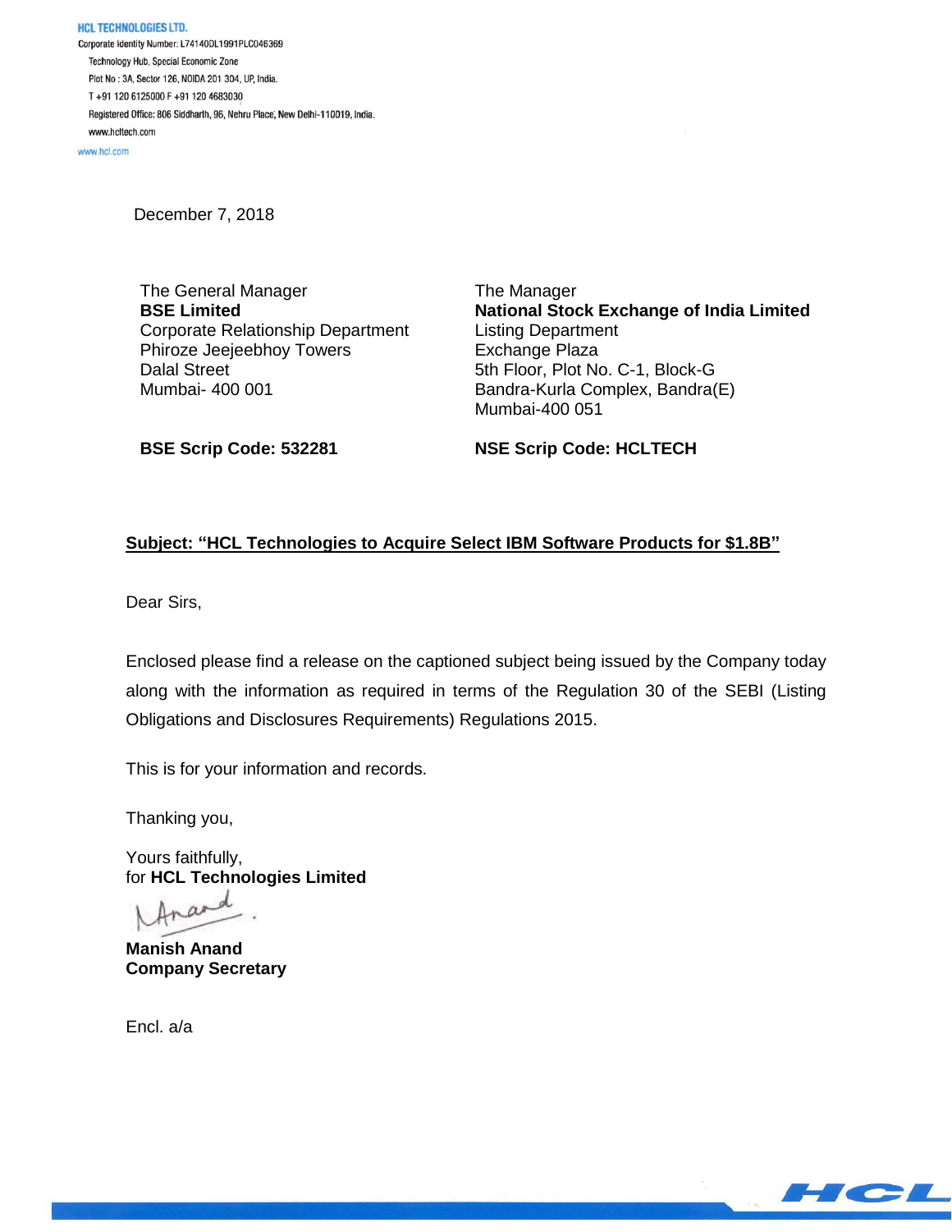**HCL TECHNOLOGIES LTD.**
Corporate Identity Number: L74140DL1991PLC046369
Technology Hub, Special Economic Zone
Plot No : 3A, Sector 126, NOIDA 201 304, UP, India.
T +91 120 6125000 F +91 120 4683030
Registered Office: 806 Siddharth, 96, Nehru Place, New Delhi-110019, India.
www.hcltech.com
www.hcl.com

December 7, 2018

The General Manager
**BSE Limited**
Corporate Relationship Department
Phiroze Jeejeebhoy Towers
Dalal Street
Mumbai- 400 001

**BSE Scrip Code: 532281**

The Manager
**National Stock Exchange of India Limited**
Listing Department
Exchange Plaza
5th Floor, Plot No. C-1, Block-G
Bandra-Kurla Complex, Bandra(E)
Mumbai-400 051

**NSE Scrip Code: HCLTECH**

**Subject: "HCL Technologies to Acquire Select IBM Software Products for $1.8B"**

Dear Sirs,

Enclosed please find a release on the captioned subject being issued by the Company today along with the information as required in terms of the Regulation 30 of the SEBI (Listing Obligations and Disclosures Requirements) Regulations 2015.

This is for your information and records.

Thanking you,

Yours faithfully,
for **HCL Technologies Limited**

**Manish Anand**
**Company Secretary**

Encl. a/a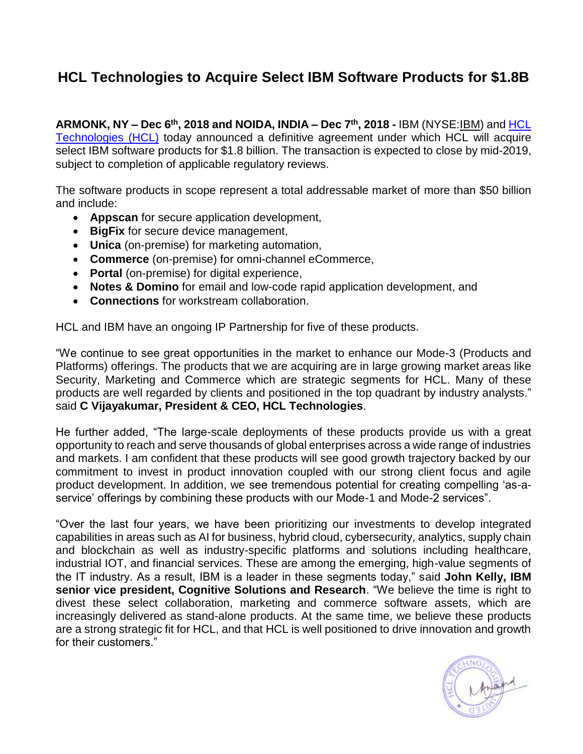# HCL Technologies to Acquire Select IBM Software Products for $1.8B

**ARMONK, NY – Dec 6th, 2018 and NOIDA, INDIA – Dec 7th, 2018 -** IBM (NYSE:IBM) and HCL Technologies (HCL) today announced a definitive agreement under which HCL will acquire select IBM software products for $1.8 billion. The transaction is expected to close by mid-2019, subject to completion of applicable regulatory reviews.

The software products in scope represent a total addressable market of more than $50 billion and include:

- **Appscan** for secure application development,
- **BigFix** for secure device management,
- **Unica** (on-premise) for marketing automation,
- **Commerce** (on-premise) for omni-channel eCommerce,
- **Portal** (on-premise) for digital experience,
- **Notes & Domino** for email and low-code rapid application development, and
- **Connections** for workstream collaboration.

HCL and IBM have an ongoing IP Partnership for five of these products.

"We continue to see great opportunities in the market to enhance our Mode-3 (Products and Platforms) offerings. The products that we are acquiring are in large growing market areas like Security, Marketing and Commerce which are strategic segments for HCL. Many of these products are well regarded by clients and positioned in the top quadrant by industry analysts." said **C Vijayakumar, President & CEO, HCL Technologies**.

He further added, "The large-scale deployments of these products provide us with a great opportunity to reach and serve thousands of global enterprises across a wide range of industries and markets. I am confident that these products will see good growth trajectory backed by our commitment to invest in product innovation coupled with our strong client focus and agile product development. In addition, we see tremendous potential for creating compelling 'as-a-service' offerings by combining these products with our Mode-1 and Mode-2 services".

"Over the last four years, we have been prioritizing our investments to develop integrated capabilities in areas such as AI for business, hybrid cloud, cybersecurity, analytics, supply chain and blockchain as well as industry-specific platforms and solutions including healthcare, industrial IOT, and financial services. These are among the emerging, high-value segments of the IT industry. As a result, IBM is a leader in these segments today," said **John Kelly, IBM senior vice president, Cognitive Solutions and Research**. "We believe the time is right to divest these select collaboration, marketing and commerce software assets, which are increasingly delivered as stand-alone products. At the same time, we believe these products are a strong strategic fit for HCL, and that HCL is well positioned to drive innovation and growth for their customers."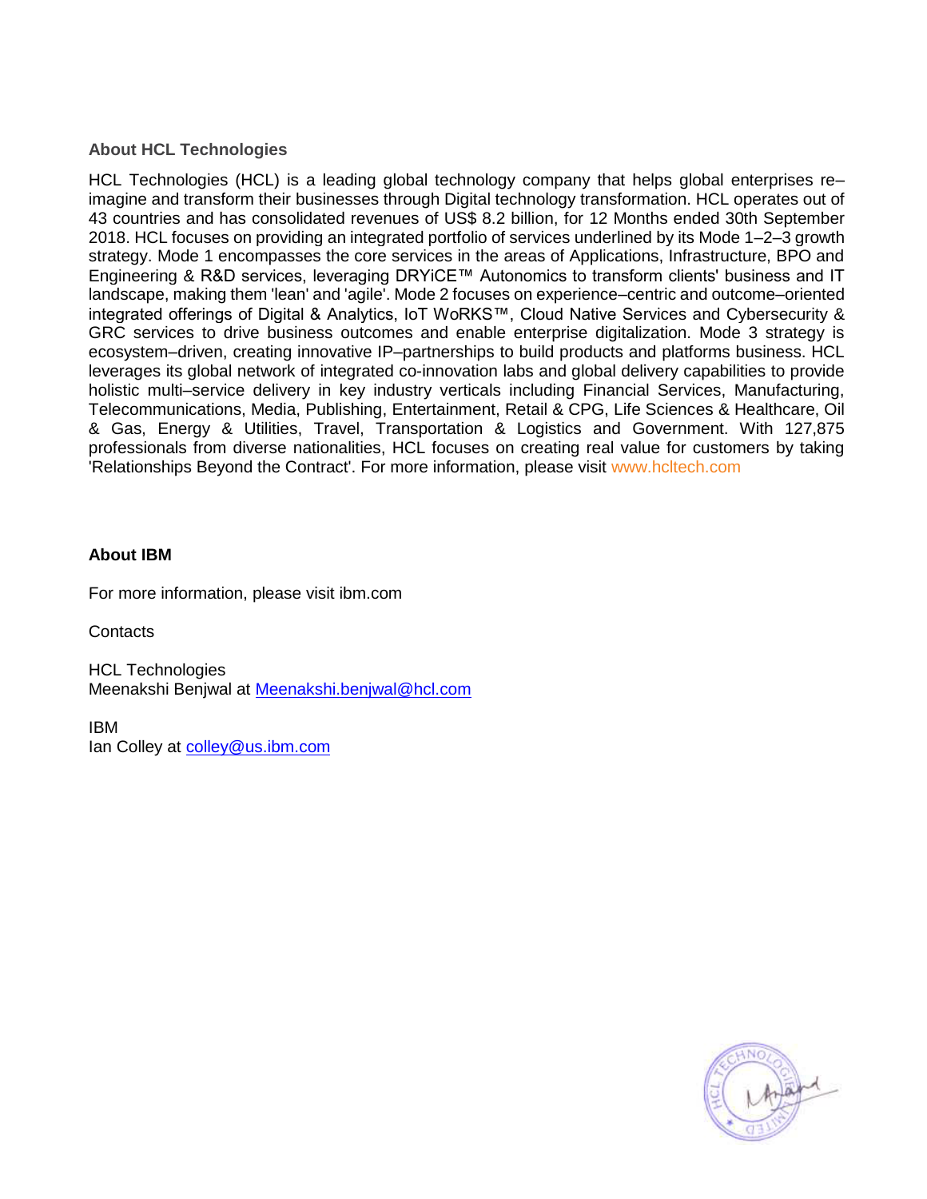**About HCL Technologies**

HCL Technologies (HCL) is a leading global technology company that helps global enterprises re–imagine and transform their businesses through Digital technology transformation. HCL operates out of 43 countries and has consolidated revenues of US$ 8.2 billion, for 12 Months ended 30th September 2018. HCL focuses on providing an integrated portfolio of services underlined by its Mode 1–2–3 growth strategy. Mode 1 encompasses the core services in the areas of Applications, Infrastructure, BPO and Engineering & R&D services, leveraging DRYiCE™ Autonomics to transform clients' business and IT landscape, making them 'lean' and 'agile'. Mode 2 focuses on experience–centric and outcome–oriented integrated offerings of Digital & Analytics, IoT WoRKS™, Cloud Native Services and Cybersecurity & GRC services to drive business outcomes and enable enterprise digitalization. Mode 3 strategy is ecosystem–driven, creating innovative IP–partnerships to build products and platforms business. HCL leverages its global network of integrated co-innovation labs and global delivery capabilities to provide holistic multi–service delivery in key industry verticals including Financial Services, Manufacturing, Telecommunications, Media, Publishing, Entertainment, Retail & CPG, Life Sciences & Healthcare, Oil & Gas, Energy & Utilities, Travel, Transportation & Logistics and Government. With 127,875 professionals from diverse nationalities, HCL focuses on creating real value for customers by taking 'Relationships Beyond the Contract'. For more information, please visit www.hcltech.com

**About IBM**

For more information, please visit ibm.com

Contacts

HCL Technologies
Meenakshi Benjwal at Meenakshi.benjwal@hcl.com

IBM
Ian Colley at colley@us.ibm.com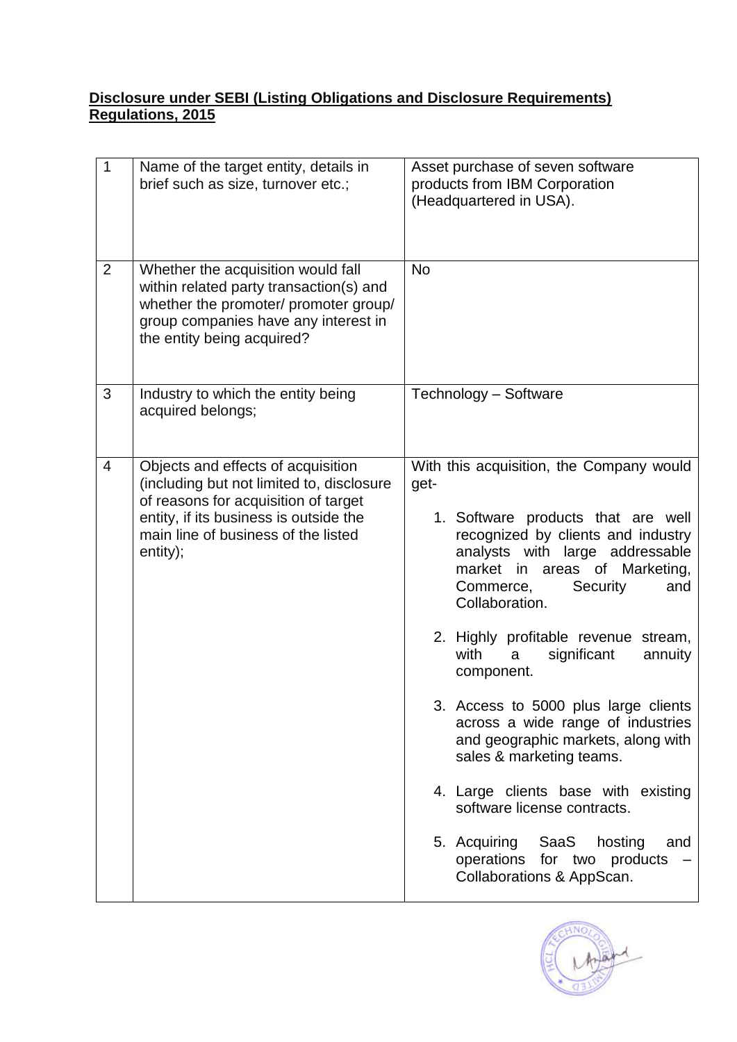**<u>Disclosure under SEBI (Listing Obligations and Disclosure Requirements) Regulations, 2015</u>**

| | | |
|---|---|---|
| 1 | Name of the target entity, details in brief such as size, turnover etc.; | Asset purchase of seven software products from IBM Corporation (Headquartered in USA). |
| 2 | Whether the acquisition would fall within related party transaction(s) and whether the promoter/ promoter group/ group companies have any interest in the entity being acquired? | No |
| 3 | Industry to which the entity being acquired belongs; | Technology – Software |
| 4 | Objects and effects of acquisition (including but not limited to, disclosure of reasons for acquisition of target entity, if its business is outside the main line of business of the listed entity); | With this acquisition, the Company would get-<br>1. Software products that are well recognized by clients and industry analysts with large addressable market in areas of Marketing, Commerce, Security and Collaboration.<br>2. Highly profitable revenue stream, with a significant annuity component.<br>3. Access to 5000 plus large clients across a wide range of industries and geographic markets, along with sales & marketing teams.<br>4. Large clients base with existing software license contracts.<br>5. Acquiring SaaS hosting and operations for two products – Collaborations & AppScan. |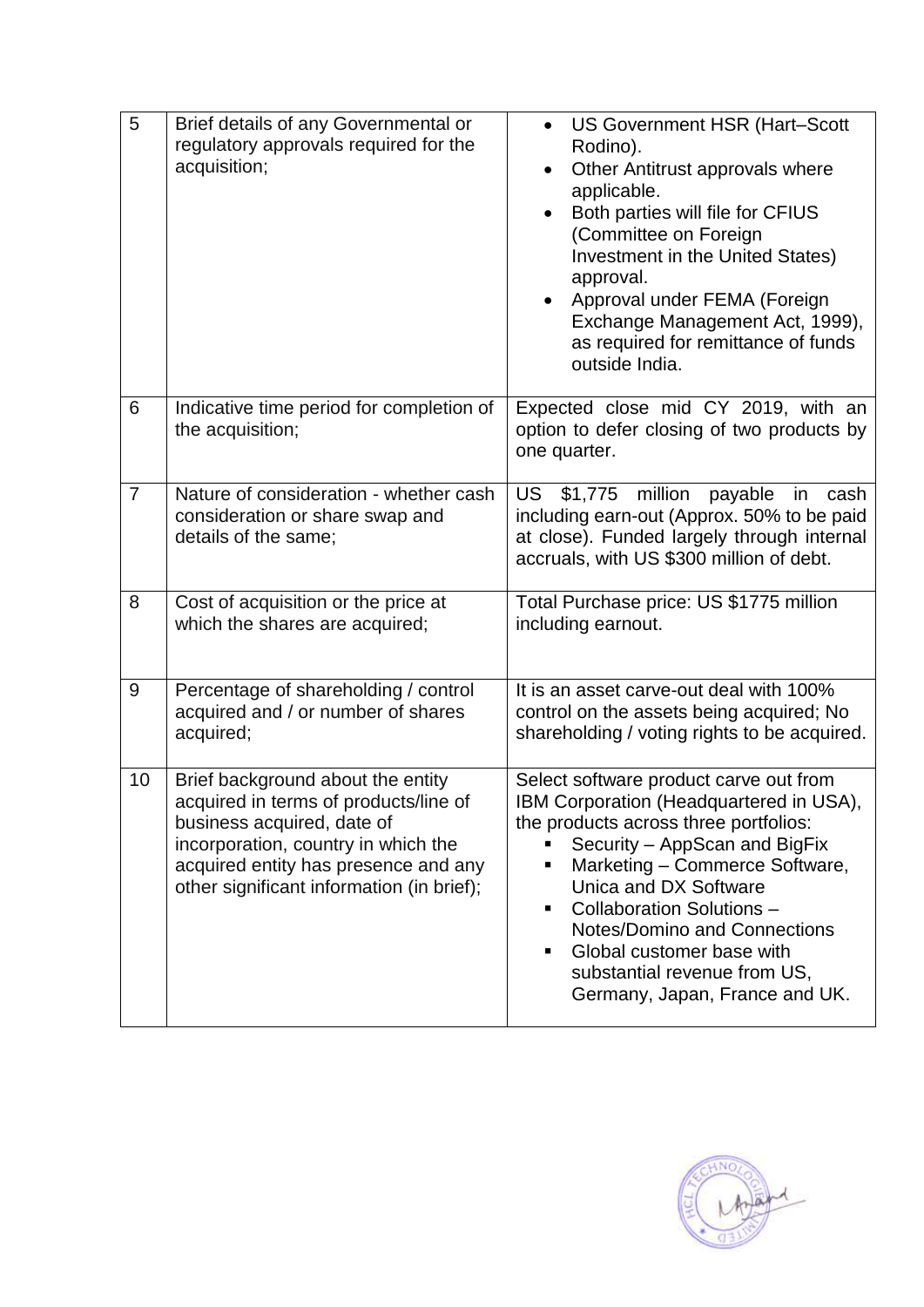| | | |
|---|---|---|
| 5 | Brief details of any Governmental or regulatory approvals required for the acquisition; | • US Government HSR (Hart–Scott Rodino).<br>• Other Antitrust approvals where applicable.<br>• Both parties will file for CFIUS (Committee on Foreign Investment in the United States) approval.<br>• Approval under FEMA (Foreign Exchange Management Act, 1999), as required for remittance of funds outside India. |
| 6 | Indicative time period for completion of the acquisition; | Expected close mid CY 2019, with an option to defer closing of two products by one quarter. |
| 7 | Nature of consideration - whether cash consideration or share swap and details of the same; | US $1,775 million payable in cash including earn-out (Approx. 50% to be paid at close). Funded largely through internal accruals, with US $300 million of debt. |
| 8 | Cost of acquisition or the price at which the shares are acquired; | Total Purchase price: US $1775 million including earnout. |
| 9 | Percentage of shareholding / control acquired and / or number of shares acquired; | It is an asset carve-out deal with 100% control on the assets being acquired; No shareholding / voting rights to be acquired. |
| 10 | Brief background about the entity acquired in terms of products/line of business acquired, date of incorporation, country in which the acquired entity has presence and any other significant information (in brief); | Select software product carve out from IBM Corporation (Headquartered in USA), the products across three portfolios:<br>▪ Security – AppScan and BigFix<br>▪ Marketing – Commerce Software, Unica and DX Software<br>▪ Collaboration Solutions – Notes/Domino and Connections<br>▪ Global customer base with substantial revenue from US, Germany, Japan, France and UK. |